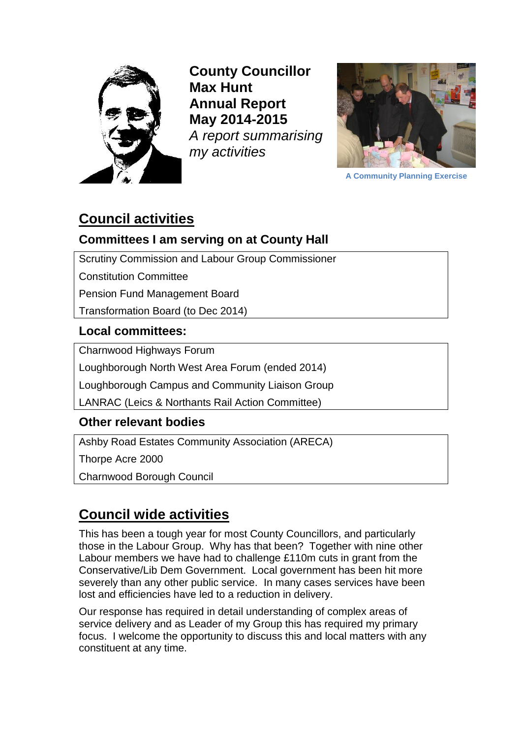**County Councillor Max Hunt Annual Report May 2014-2015**

*A report summarising my activities*

A Community Planning Exercise

## Council activities

### Committees I am serving on at County Hall

| Scrutiny Commission and Labour Group Commissioner |
| --- |
| Constitution Committee |
| Pension Fund Management Board |
| Transformation Board (to Dec 2014) |

### Local committees:

| Charnwood Highways Forum |
| --- |
| Loughborough North West Area Forum (ended 2014) |
| Loughborough Campus and Community Liaison Group |
| LANRAC (Leics & Northants Rail Action Committee) |

### Other relevant bodies

| Ashby Road Estates Community Association (ARECA) |
| --- |
| Thorpe Acre 2000 |
| Charnwood Borough Council |

## Council wide activities

This has been a tough year for most County Councillors, and particularly those in the Labour Group. Why has that been? Together with nine other Labour members we have had to challenge £110m cuts in grant from the Conservative/Lib Dem Government. Local government has been hit more severely than any other public service. In many cases services have been lost and efficiencies have led to a reduction in delivery.

Our response has required in detail understanding of complex areas of service delivery and as Leader of my Group this has required my primary focus. I welcome the opportunity to discuss this and local matters with any constituent at any time.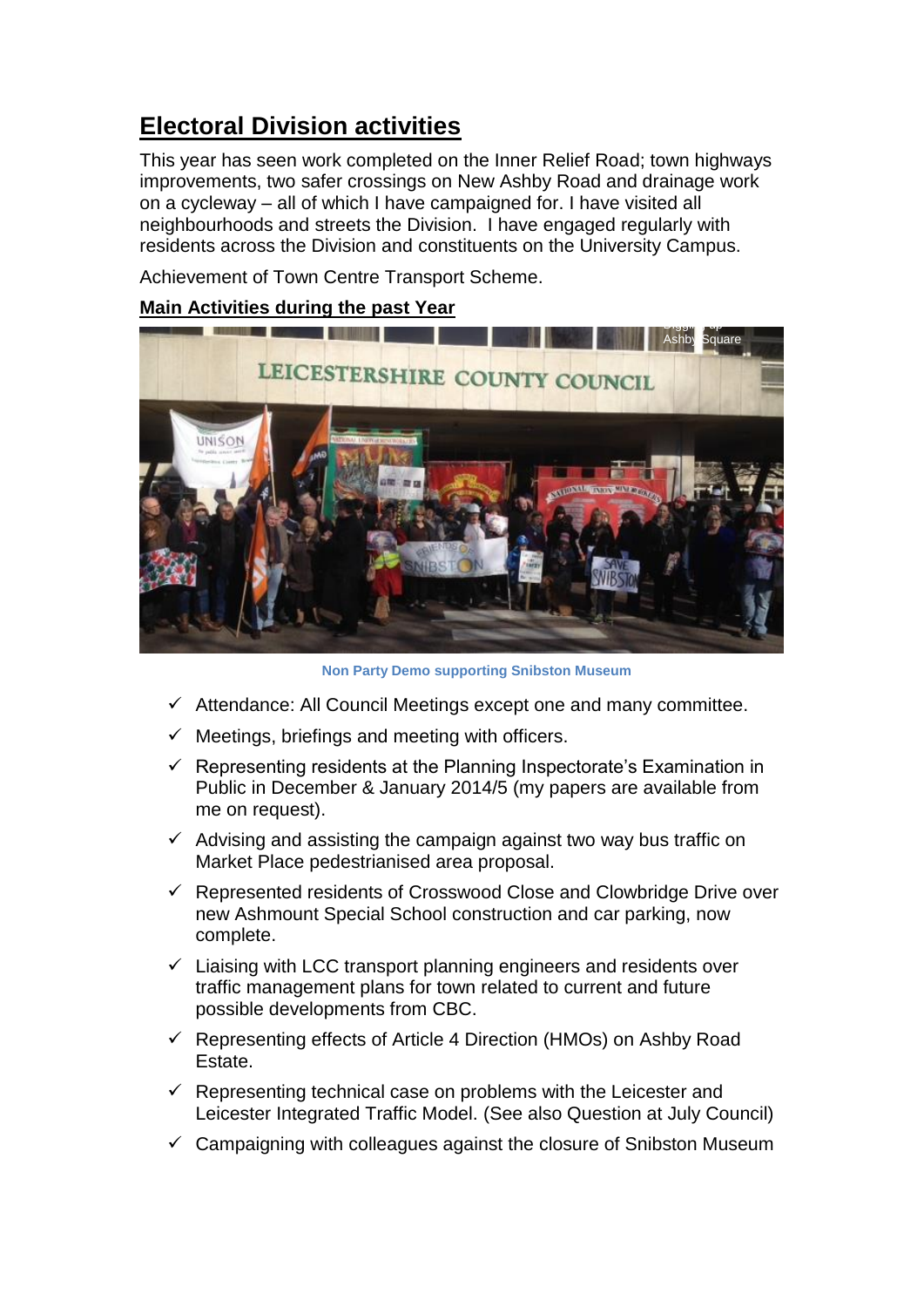# Electoral Division activities

This year has seen work completed on the Inner Relief Road; town highways improvements, two safer crossings on New Ashby Road and drainage work on a cycleway – all of which I have campaigned for. I have visited all neighbourhoods and streets the Division. I have engaged regularly with residents across the Division and constituents on the University Campus.

Achievement of Town Centre Transport Scheme.

## Main Activities during the past Year

Non Party Demo supporting Snibston Museum

- ✓ Attendance: All Council Meetings except one and many committee.
- ✓ Meetings, briefings and meeting with officers.
- ✓ Representing residents at the Planning Inspectorate's Examination in Public in December & January 2014/5 (my papers are available from me on request).
- ✓ Advising and assisting the campaign against two way bus traffic on Market Place pedestrianised area proposal.
- ✓ Represented residents of Crosswood Close and Clowbridge Drive over new Ashmount Special School construction and car parking, now complete.
- ✓ Liaising with LCC transport planning engineers and residents over traffic management plans for town related to current and future possible developments from CBC.
- ✓ Representing effects of Article 4 Direction (HMOs) on Ashby Road Estate.
- ✓ Representing technical case on problems with the Leicester and Leicester Integrated Traffic Model. (See also Question at July Council)
- ✓ Campaigning with colleagues against the closure of Snibston Museum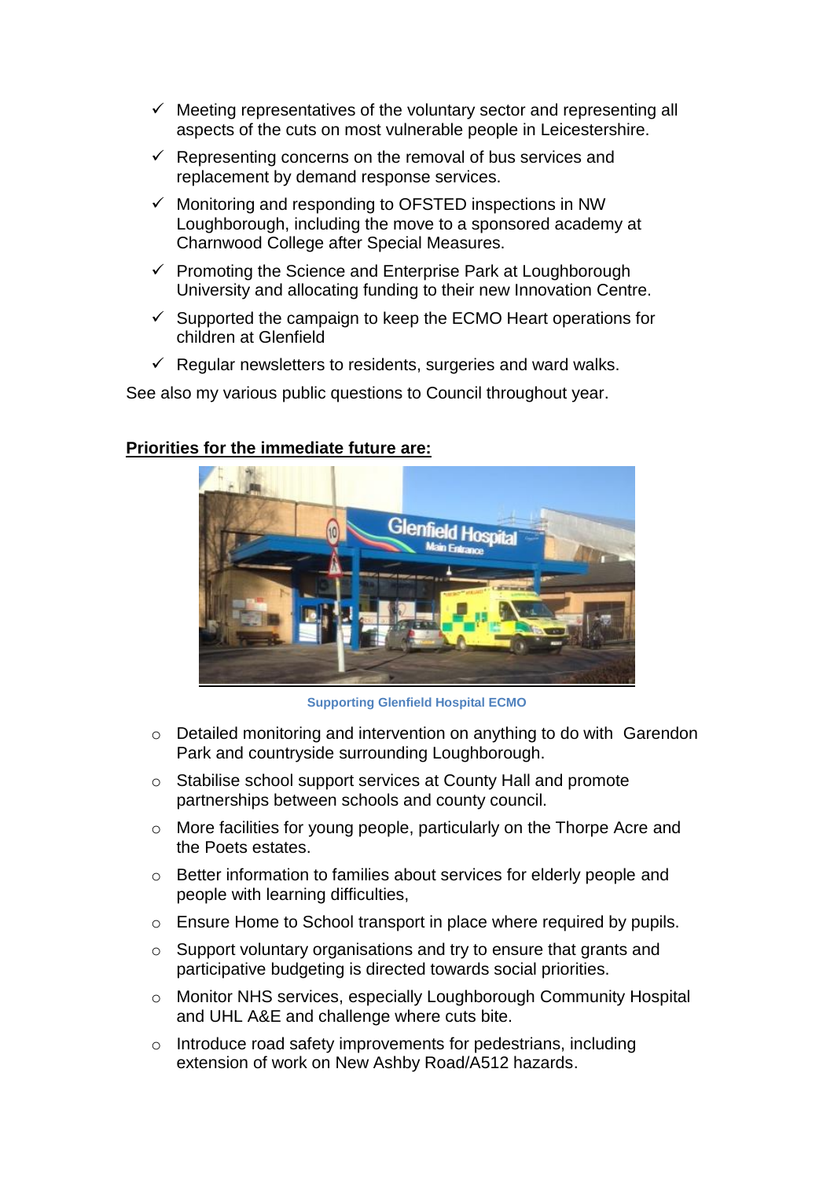- ✓ Meeting representatives of the voluntary sector and representing all aspects of the cuts on most vulnerable people in Leicestershire.
- ✓ Representing concerns on the removal of bus services and replacement by demand response services.
- ✓ Monitoring and responding to OFSTED inspections in NW Loughborough, including the move to a sponsored academy at Charnwood College after Special Measures.
- ✓ Promoting the Science and Enterprise Park at Loughborough University and allocating funding to their new Innovation Centre.
- ✓ Supported the campaign to keep the ECMO Heart operations for children at Glenfield
- ✓ Regular newsletters to residents, surgeries and ward walks.

See also my various public questions to Council throughout year.

**Priorities for the immediate future are:**

Supporting Glenfield Hospital ECMO

- Detailed monitoring and intervention on anything to do with Garendon Park and countryside surrounding Loughborough.
- Stabilise school support services at County Hall and promote partnerships between schools and county council.
- More facilities for young people, particularly on the Thorpe Acre and the Poets estates.
- Better information to families about services for elderly people and people with learning difficulties,
- Ensure Home to School transport in place where required by pupils.
- Support voluntary organisations and try to ensure that grants and participative budgeting is directed towards social priorities.
- Monitor NHS services, especially Loughborough Community Hospital and UHL A&E and challenge where cuts bite.
- Introduce road safety improvements for pedestrians, including extension of work on New Ashby Road/A512 hazards.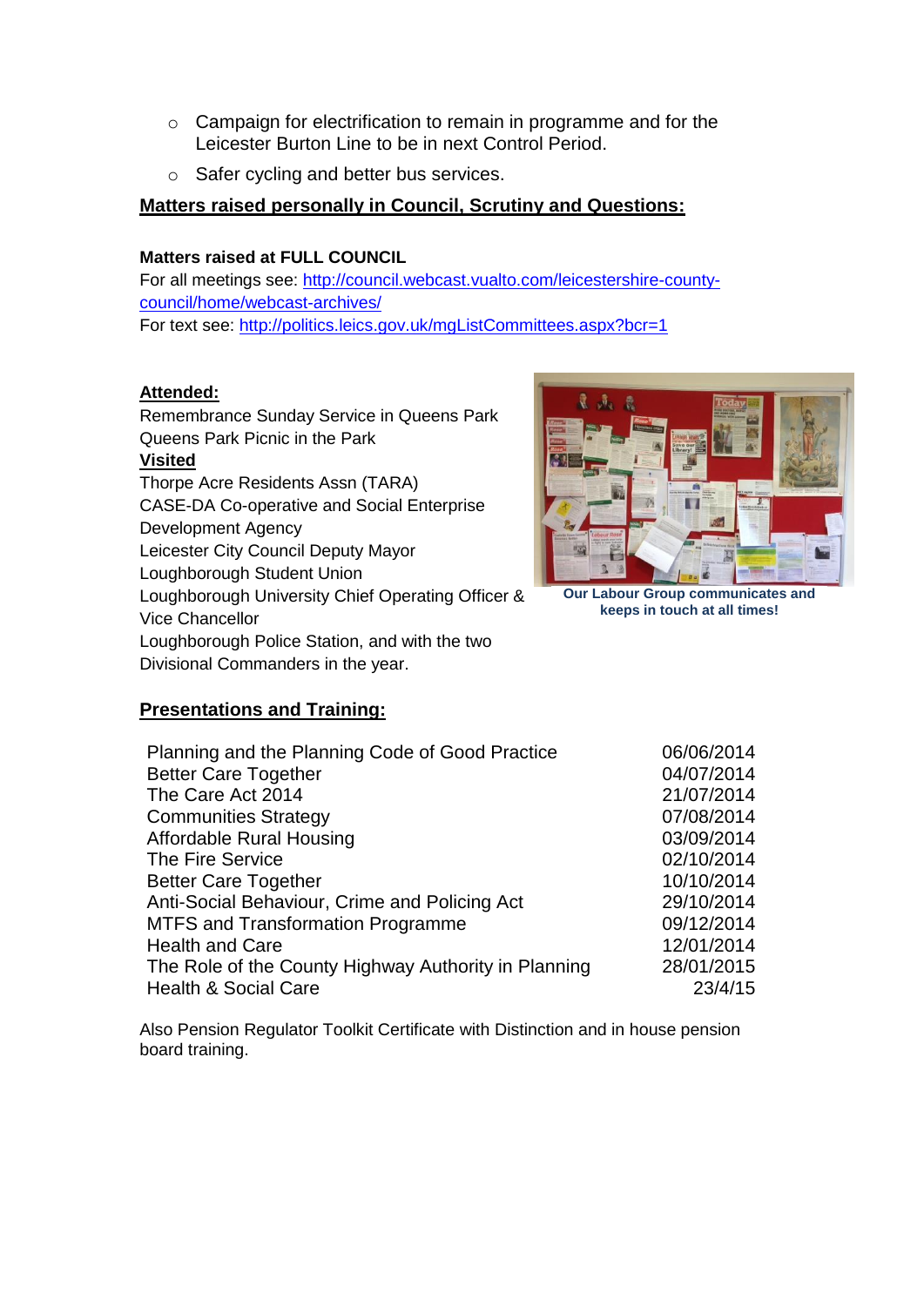- Campaign for electrification to remain in programme and for the Leicester Burton Line to be in next Control Period.
- Safer cycling and better bus services.

**Matters raised personally in Council, Scrutiny and Questions:**

**Matters raised at FULL COUNCIL**

For all meetings see: [http://council.webcast.vualto.com/leicestershire-county-council/home/webcast-archives/](http://council.webcast.vualto.com/leicestershire-county-council/home/webcast-archives/)

For text see: [http://politics.leics.gov.uk/mgListCommittees.aspx?bcr=1](http://politics.leics.gov.uk/mgListCommittees.aspx?bcr=1)

**Attended:**

Remembrance Sunday Service in Queens Park
Queens Park Picnic in the Park

**Visited**

Thorpe Acre Residents Assn (TARA)
CASE-DA Co-operative and Social Enterprise Development Agency
Leicester City Council Deputy Mayor
Loughborough Student Union
Loughborough University Chief Operating Officer & Vice Chancellor
Loughborough Police Station, and with the two Divisional Commanders in the year.

**Our Labour Group communicates and keeps in touch at all times!**

**Presentations and Training:**

| | |
|---|---|
| Planning and the Planning Code of Good Practice | 06/06/2014 |
| Better Care Together | 04/07/2014 |
| The Care Act 2014 | 21/07/2014 |
| Communities Strategy | 07/08/2014 |
| Affordable Rural Housing | 03/09/2014 |
| The Fire Service | 02/10/2014 |
| Better Care Together | 10/10/2014 |
| Anti-Social Behaviour, Crime and Policing Act | 29/10/2014 |
| MTFS and Transformation Programme | 09/12/2014 |
| Health and Care | 12/01/2014 |
| The Role of the County Highway Authority in Planning | 28/01/2015 |
| Health & Social Care | 23/4/15 |

Also Pension Regulator Toolkit Certificate with Distinction and in house pension board training.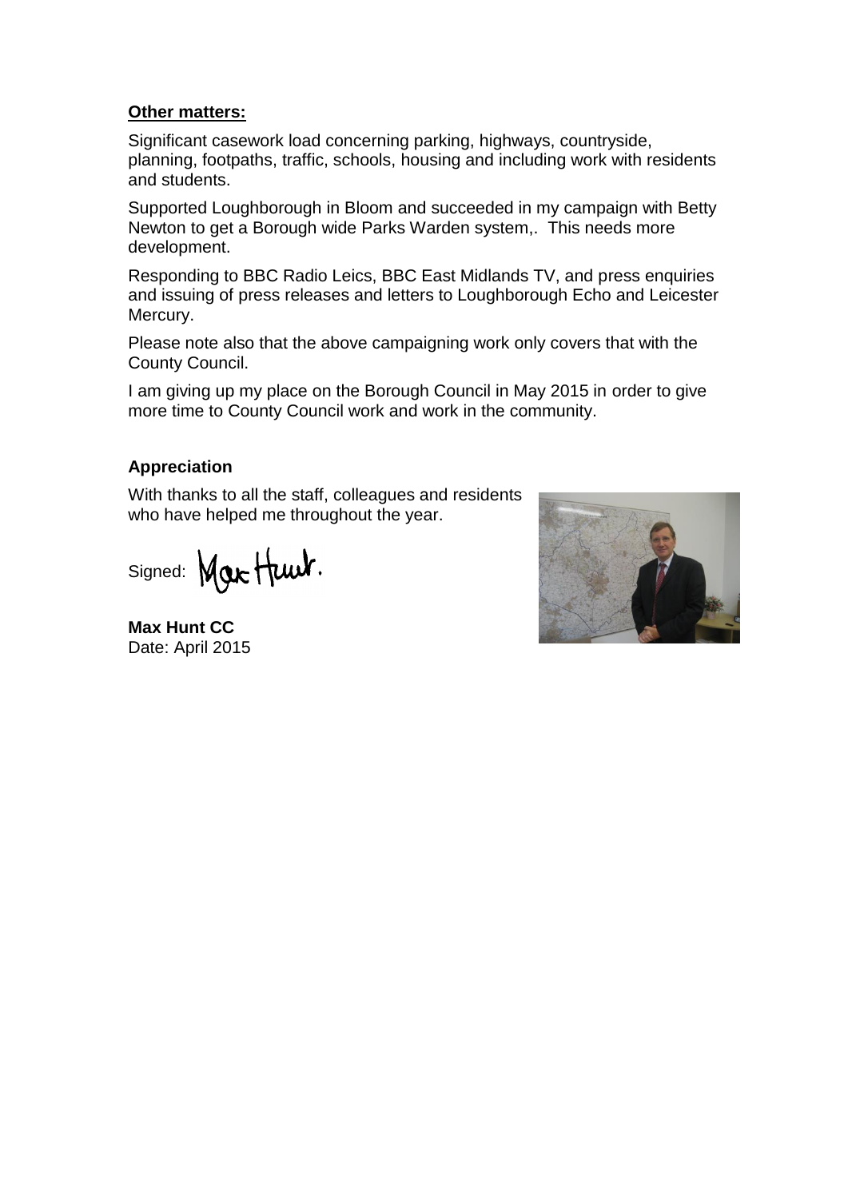**Other matters:**

Significant casework load concerning parking, highways, countryside, planning, footpaths, traffic, schools, housing and including work with residents and students.

Supported Loughborough in Bloom and succeeded in my campaign with Betty Newton to get a Borough wide Parks Warden system,. This needs more development.

Responding to BBC Radio Leics, BBC East Midlands TV, and press enquiries and issuing of press releases and letters to Loughborough Echo and Leicester Mercury.

Please note also that the above campaigning work only covers that with the County Council.

I am giving up my place on the Borough Council in May 2015 in order to give more time to County Council work and work in the community.

**Appreciation**

With thanks to all the staff, colleagues and residents who have helped me throughout the year.

Signed: Max Hunt.

**Max Hunt CC**
Date: April 2015